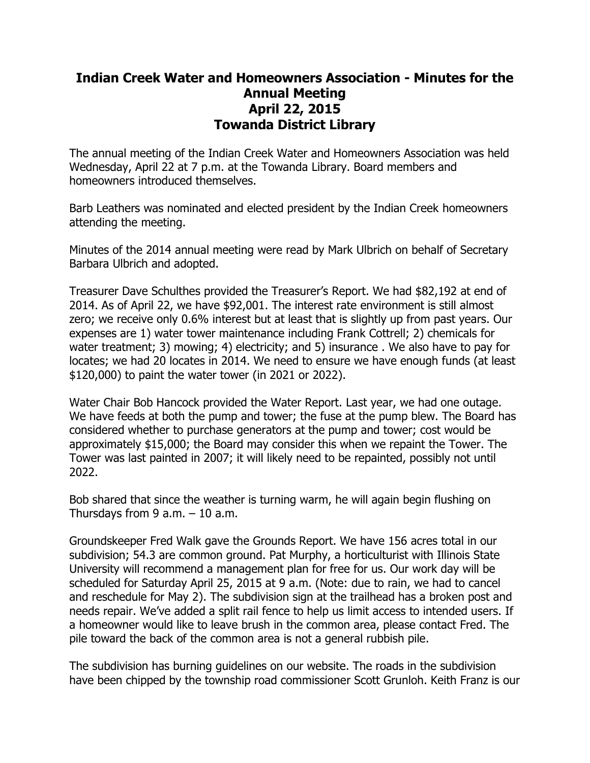# Indian Creek Water and Homeowners Association - Minutes for the Annual Meeting
## April 22, 2015
## Towanda District Library

The annual meeting of the Indian Creek Water and Homeowners Association was held Wednesday, April 22 at 7 p.m. at the Towanda Library. Board members and homeowners introduced themselves.

Barb Leathers was nominated and elected president by the Indian Creek homeowners attending the meeting.

Minutes of the 2014 annual meeting were read by Mark Ulbrich on behalf of Secretary Barbara Ulbrich and adopted.

Treasurer Dave Schulthes provided the Treasurer's Report. We had $82,192 at end of 2014. As of April 22, we have $92,001. The interest rate environment is still almost zero; we receive only 0.6% interest but at least that is slightly up from past years. Our expenses are 1) water tower maintenance including Frank Cottrell; 2) chemicals for water treatment; 3) mowing; 4) electricity; and 5) insurance . We also have to pay for locates; we had 20 locates in 2014. We need to ensure we have enough funds (at least $120,000) to paint the water tower (in 2021 or 2022).

Water Chair Bob Hancock provided the Water Report. Last year, we had one outage. We have feeds at both the pump and tower; the fuse at the pump blew. The Board has considered whether to purchase generators at the pump and tower; cost would be approximately $15,000; the Board may consider this when we repaint the Tower. The Tower was last painted in 2007; it will likely need to be repainted, possibly not until 2022.

Bob shared that since the weather is turning warm, he will again begin flushing on Thursdays from 9 a.m. – 10 a.m.

Groundskeeper Fred Walk gave the Grounds Report. We have 156 acres total in our subdivision; 54.3 are common ground. Pat Murphy, a horticulturist with Illinois State University will recommend a management plan for free for us. Our work day will be scheduled for Saturday April 25, 2015 at 9 a.m. (Note: due to rain, we had to cancel and reschedule for May 2). The subdivision sign at the trailhead has a broken post and needs repair. We've added a split rail fence to help us limit access to intended users. If a homeowner would like to leave brush in the common area, please contact Fred. The pile toward the back of the common area is not a general rubbish pile.

The subdivision has burning guidelines on our website. The roads in the subdivision have been chipped by the township road commissioner Scott Grunloh. Keith Franz is our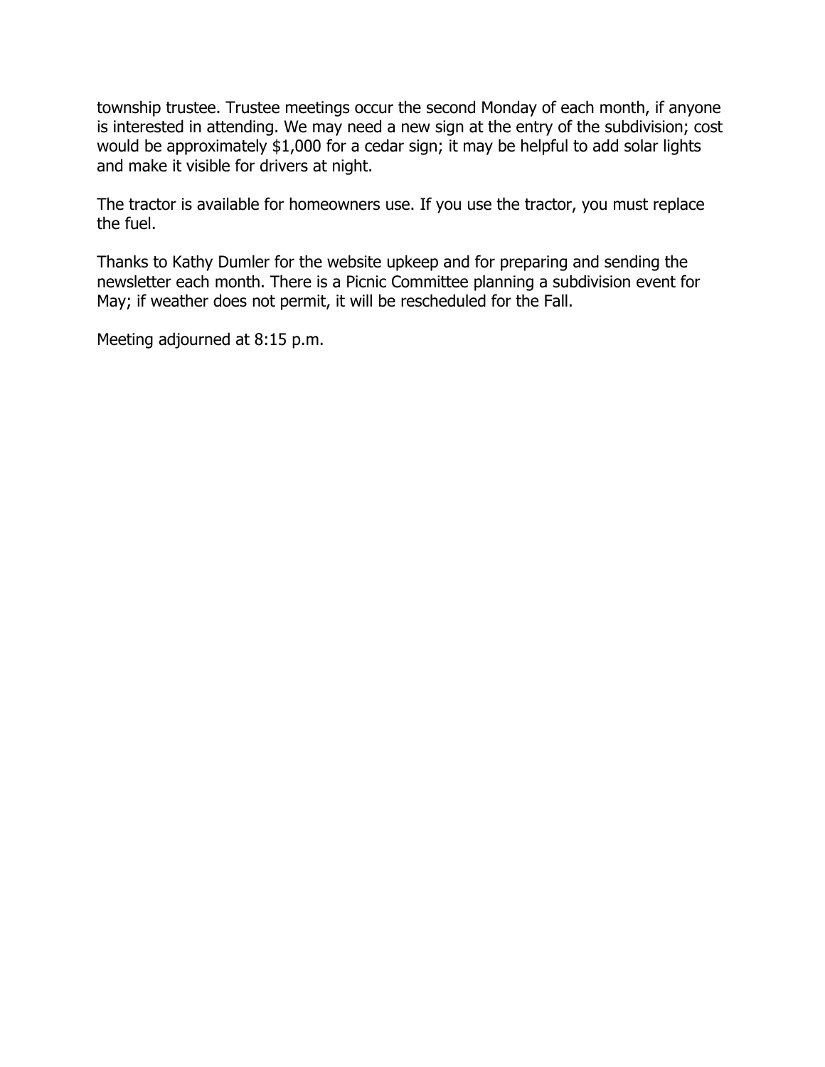township trustee. Trustee meetings occur the second Monday of each month, if anyone is interested in attending. We may need a new sign at the entry of the subdivision; cost would be approximately $1,000 for a cedar sign; it may be helpful to add solar lights and make it visible for drivers at night.

The tractor is available for homeowners use. If you use the tractor, you must replace the fuel.

Thanks to Kathy Dumler for the website upkeep and for preparing and sending the newsletter each month. There is a Picnic Committee planning a subdivision event for May; if weather does not permit, it will be rescheduled for the Fall.

Meeting adjourned at 8:15 p.m.